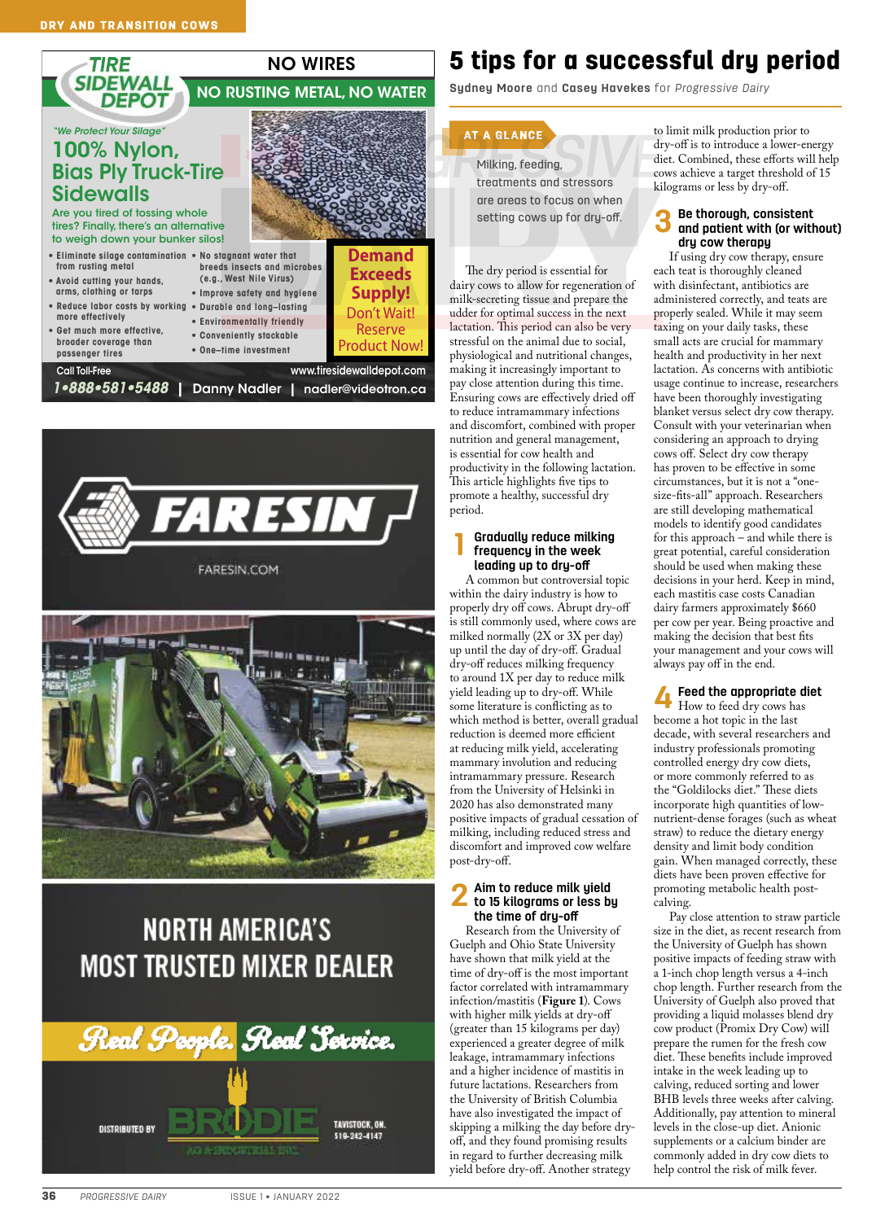# 5 tips for a successful dry period

Sydney Moore and Casey Havekes for *Progressive Dairy*

**AT A GLANCE**

Milking, feeding, treatments and stressors are areas to focus on when setting cows up for dry-off.

The dry period is essential for dairy cows to allow for regeneration of milk-secreting tissue and prepare the udder for optimal success in the next lactation. This period can also be very stressful on the animal due to social, physiological and nutritional changes, making it increasingly important to pay close attention during this time. Ensuring cows are effectively dried off to reduce intramammary infections and discomfort, combined with proper nutrition and general management, is essential for cow health and productivity in the following lactation. This article highlights five tips to promote a healthy, successful dry period.

## 1 Gradually reduce milking frequency in the week leading up to dry-off

A common but controversial topic within the dairy industry is how to properly dry off cows. Abrupt dry-off is still commonly used, where cows are milked normally (2X or 3X per day) up until the day of dry-off. Gradual dry-off reduces milking frequency to around 1X per day to reduce milk yield leading up to dry-off. While some literature is conflicting as to which method is better, overall gradual reduction is deemed more efficient at reducing milk yield, accelerating mammary involution and reducing intramammary pressure. Research from the University of Helsinki in 2020 has also demonstrated many positive impacts of gradual cessation of milking, including reduced stress and discomfort and improved cow welfare post-dry-off.

## 2 Aim to reduce milk yield to 15 kilograms or less by the time of dry-off

Research from the University of Guelph and Ohio State University have shown that milk yield at the time of dry-off is the most important factor correlated with intramammary infection/mastitis (**Figure 1**). Cows with higher milk yields at dry-off (greater than 15 kilograms per day) experienced a greater degree of milk leakage, intramammary infections and a higher incidence of mastitis in future lactations. Researchers from the University of British Columbia have also investigated the impact of skipping a milking the day before dry-off, and they found promising results in regard to further decreasing milk yield before dry-off. Another strategy to limit milk production prior to dry-off is to introduce a lower-energy diet. Combined, these efforts will help cows achieve a target threshold of 15 kilograms or less by dry-off.

## 3 Be thorough, consistent and patient with (or without) dry cow therapy

If using dry cow therapy, ensure each teat is thoroughly cleaned with disinfectant, antibiotics are administered correctly, and teats are properly sealed. While it may seem taxing on your daily tasks, these small acts are crucial for mammary health and productivity in her next lactation. As concerns with antibiotic usage continue to increase, researchers have been thoroughly investigating blanket versus select dry cow therapy. Consult with your veterinarian when considering an approach to drying cows off. Select dry cow therapy has proven to be effective in some circumstances, but it is not a "one-size-fits-all" approach. Researchers are still developing mathematical models to identify good candidates for this approach – and while there is great potential, careful consideration should be used when making these decisions in your herd. Keep in mind, each mastitis case costs Canadian dairy farmers approximately $660 per cow per year. Being proactive and making the decision that best fits your management and your cows will always pay off in the end.

## 4 Feed the appropriate diet

How to feed dry cows has become a hot topic in the last decade, with several researchers and industry professionals promoting controlled energy dry cow diets, or more commonly referred to as the "Goldilocks diet." These diets incorporate high quantities of low-nutrient-dense forages (such as wheat straw) to reduce the dietary energy density and limit body condition gain. When managed correctly, these diets have been proven effective for promoting metabolic health post-calving.

Pay close attention to straw particle size in the diet, as recent research from the University of Guelph has shown positive impacts of feeding straw with a 1-inch chop length versus a 4-inch chop length. Further research from the University of Guelph also proved that providing a liquid molasses blend dry cow product (Promix Dry Cow) will prepare the rumen for the fresh cow diet. These benefits include improved intake in the week leading up to calving, reduced sorting and lower BHB levels three weeks after calving. Additionally, pay attention to mineral levels in the close-up diet. Anionic supplements or a calcium binder are commonly added in dry cow diets to help control the risk of milk fever.

---

**TIRE SIDEWALL DEPOT** — NO WIRES — NO RUSTING METAL, NO WATER

"We Protect Your Silage"

**100% Nylon, Bias Ply Truck-Tire Sidewalls**

Are you tired of tossing whole tires? Finally, there's an alternative to weigh down your bunker silos!

- Eliminate silage contamination from rusting metal
- Avoid cutting your hands, arms, clothing or tarps
- Reduce labor costs by working more effectively
- Get much more effective, broader coverage than passenger tires
- No stagnant water that breeds insects and microbes (e.g., West Nile Virus)
- Improve safety and hygiene
- Durable and long-lasting
- Environmentally friendly
- Conveniently stackable
- One-time investment

**Demand Exceeds Supply!** Don't Wait! Reserve Product Now!

Call Toll-Free 1•888•581•5488 | Danny Nadler | nadler@videotron.ca | www.tiresidewalldepot.com

---

**FARESIN** — FARESIN.COM

**NORTH AMERICA'S MOST TRUSTED MIXER DEALER**

Real People. Real Service.

Distributed by BRODIE AG & INDUSTRIAL INC. — TAVISTOCK, ON. 519-242-4147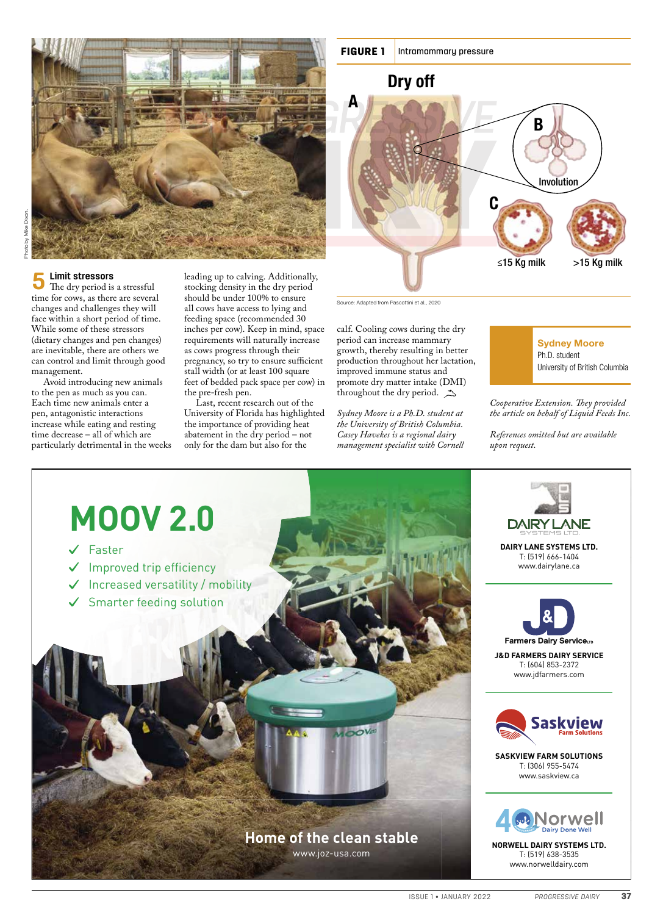Photo by Mike Dixon.

**FIGURE 1** Intramammary pressure

Dry off

A

B

Involution

C

≤15 Kg milk

>15 Kg milk

Source: Adapted from Pascottini et al., 2020

## 5 Limit stressors

The dry period is a stressful time for cows, as there are several changes and challenges they will face within a short period of time. While some of these stressors (dietary changes and pen changes) are inevitable, there are others we can control and limit through good management.

Avoid introducing new animals to the pen as much as you can. Each time new animals enter a pen, antagonistic interactions increase while eating and resting time decrease – all of which are particularly detrimental in the weeks leading up to calving. Additionally, stocking density in the dry period should be under 100% to ensure all cows have access to lying and feeding space (recommended 30 inches per cow). Keep in mind, space requirements will naturally increase as cows progress through their pregnancy, so try to ensure sufficient stall width (or at least 100 square feet of bedded pack space per cow) in the pre-fresh pen.

Last, recent research out of the University of Florida has highlighted the importance of providing heat abatement in the dry period – not only for the dam but also for the calf. Cooling cows during the dry period can increase mammary growth, thereby resulting in better production throughout her lactation, improved immune status and promote dry matter intake (DMI) throughout the dry period.

*Sydney Moore is a Ph.D. student at the University of British Columbia. Casey Havekes is a regional dairy management specialist with Cornell Cooperative Extension. They provided the article on behalf of Liquid Feeds Inc.*

*References omitted but are available upon request.*

**Sydney Moore**
Ph.D. student
University of British Columbia

# MOOV 2.0

- ✓ Faster
- ✓ Improved trip efficiency
- ✓ Increased versatility / mobility
- ✓ Smarter feeding solution

**Home of the clean stable**
www.joz-usa.com

**DAIRY LANE SYSTEMS LTD.**
T: (519) 666-1404
www.dairylane.ca

**J&D FARMERS DAIRY SERVICE**
T: (604) 853-2372
www.jdfarmers.com

**SASKVIEW FARM SOLUTIONS**
T: (306) 955-5474
www.saskview.ca

**NORWELL DAIRY SYSTEMS LTD.**
T: (519) 638-3535
www.norwelldairy.com